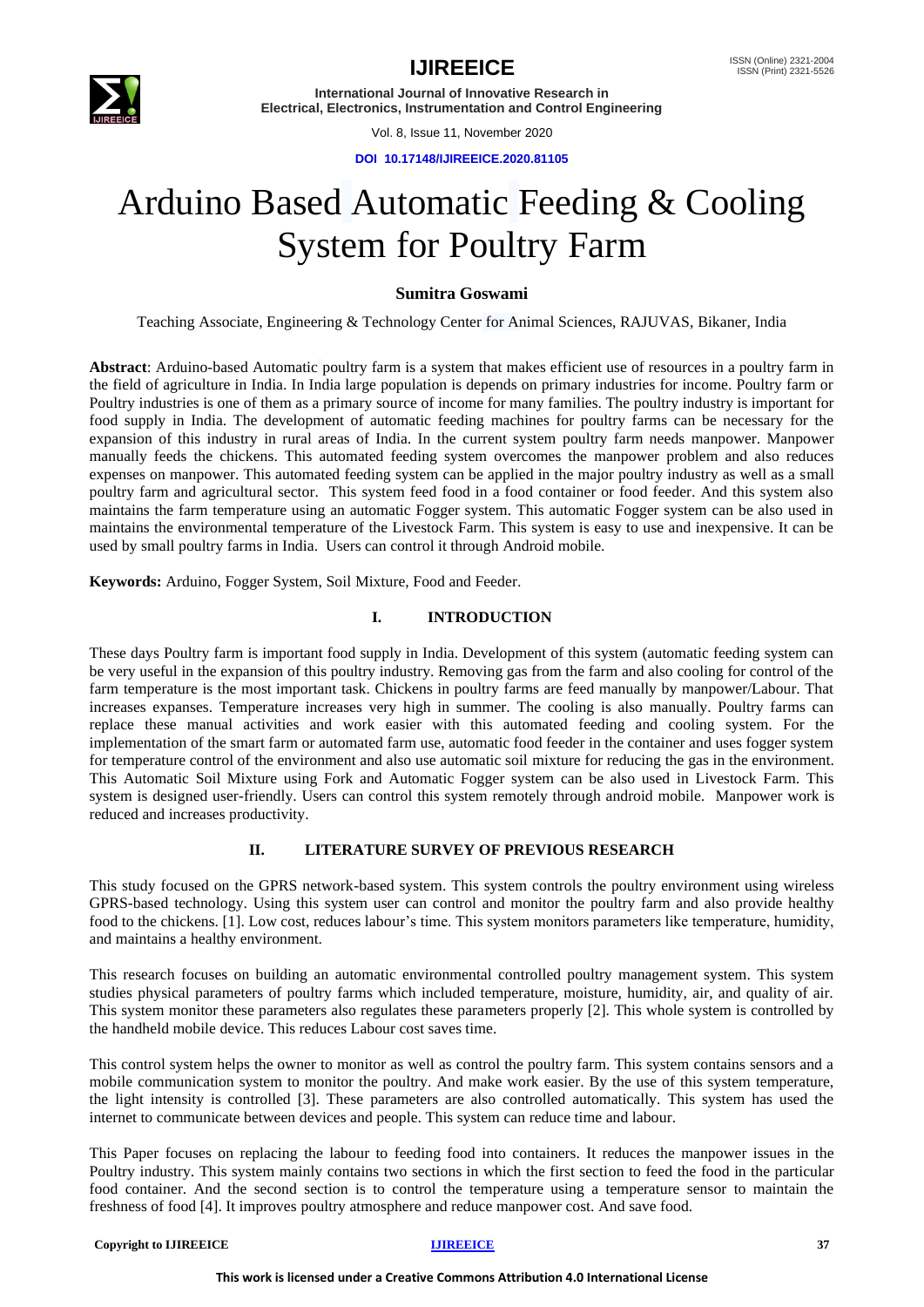# Arduino Based Automatic Feeding & Cooling System for Poultry Farm

**Sumitra Goswami**

Teaching Associate, Engineering & Technology Center for Animal Sciences, RAJUVAS, Bikaner, India

**Abstract**: Arduino-based Automatic poultry farm is a system that makes efficient use of resources in a poultry farm in the field of agriculture in India. In India large population is depends on primary industries for income. Poultry farm or Poultry industries is one of them as a primary source of income for many families. The poultry industry is important for food supply in India. The development of automatic feeding machines for poultry farms can be necessary for the expansion of this industry in rural areas of India. In the current system poultry farm needs manpower. Manpower manually feeds the chickens. This automated feeding system overcomes the manpower problem and also reduces expenses on manpower. This automated feeding system can be applied in the major poultry industry as well as a small poultry farm and agricultural sector. This system feed food in a food container or food feeder. And this system also maintains the farm temperature using an automatic Fogger system. This automatic Fogger system can be also used in maintains the environmental temperature of the Livestock Farm. This system is easy to use and inexpensive. It can be used by small poultry farms in India. Users can control it through Android mobile.

**Keywords:** Arduino, Fogger System, Soil Mixture, Food and Feeder.

## I. INTRODUCTION

These days Poultry farm is important food supply in India. Development of this system (automatic feeding system can be very useful in the expansion of this poultry industry. Removing gas from the farm and also cooling for control of the farm temperature is the most important task. Chickens in poultry farms are feed manually by manpower/Labour. That increases expanses. Temperature increases very high in summer. The cooling is also manually. Poultry farms can replace these manual activities and work easier with this automated feeding and cooling system. For the implementation of the smart farm or automated farm use, automatic food feeder in the container and uses fogger system for temperature control of the environment and also use automatic soil mixture for reducing the gas in the environment. This Automatic Soil Mixture using Fork and Automatic Fogger system can be also used in Livestock Farm. This system is designed user-friendly. Users can control this system remotely through android mobile. Manpower work is reduced and increases productivity.

## II. LITERATURE SURVEY OF PREVIOUS RESEARCH

This study focused on the GPRS network-based system. This system controls the poultry environment using wireless GPRS-based technology. Using this system user can control and monitor the poultry farm and also provide healthy food to the chickens. [1]. Low cost, reduces labour's time. This system monitors parameters like temperature, humidity, and maintains a healthy environment.

This research focuses on building an automatic environmental controlled poultry management system. This system studies physical parameters of poultry farms which included temperature, moisture, humidity, air, and quality of air. This system monitor these parameters also regulates these parameters properly [2]. This whole system is controlled by the handheld mobile device. This reduces Labour cost saves time.

This control system helps the owner to monitor as well as control the poultry farm. This system contains sensors and a mobile communication system to monitor the poultry. And make work easier. By the use of this system temperature, the light intensity is controlled [3]. These parameters are also controlled automatically. This system has used the internet to communicate between devices and people. This system can reduce time and labour.

This Paper focuses on replacing the labour to feeding food into containers. It reduces the manpower issues in the Poultry industry. This system mainly contains two sections in which the first section to feed the food in the particular food container. And the second section is to control the temperature using a temperature sensor to maintain the freshness of food [4]. It improves poultry atmosphere and reduce manpower cost. And save food.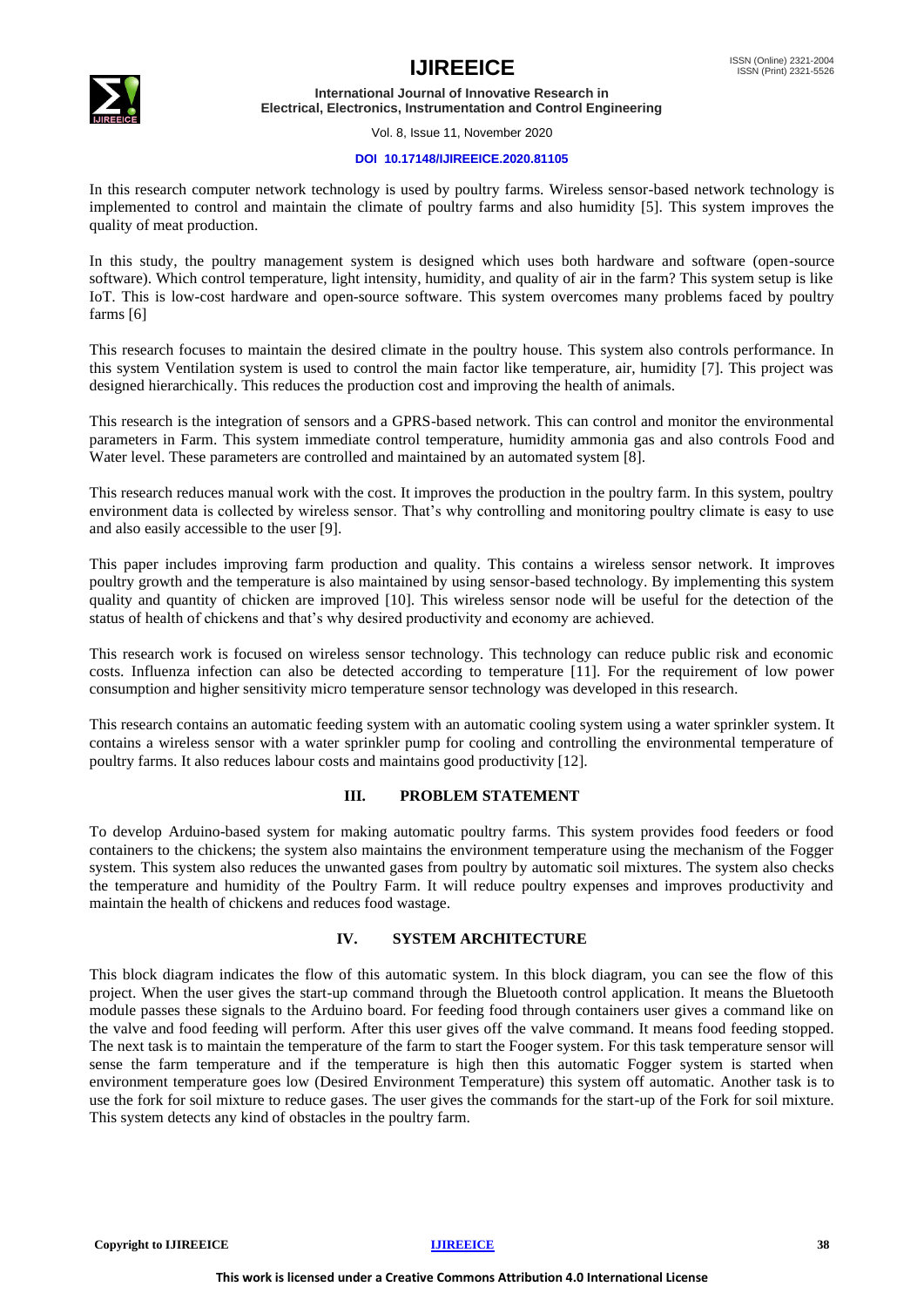In this research computer network technology is used by poultry farms. Wireless sensor-based network technology is implemented to control and maintain the climate of poultry farms and also humidity [5]. This system improves the quality of meat production.

In this study, the poultry management system is designed which uses both hardware and software (open-source software). Which control temperature, light intensity, humidity, and quality of air in the farm? This system setup is like IoT. This is low-cost hardware and open-source software. This system overcomes many problems faced by poultry farms [6]

This research focuses to maintain the desired climate in the poultry house. This system also controls performance. In this system Ventilation system is used to control the main factor like temperature, air, humidity [7]. This project was designed hierarchically. This reduces the production cost and improving the health of animals.

This research is the integration of sensors and a GPRS-based network. This can control and monitor the environmental parameters in Farm. This system immediate control temperature, humidity ammonia gas and also controls Food and Water level. These parameters are controlled and maintained by an automated system [8].

This research reduces manual work with the cost. It improves the production in the poultry farm. In this system, poultry environment data is collected by wireless sensor. That's why controlling and monitoring poultry climate is easy to use and also easily accessible to the user [9].

This paper includes improving farm production and quality. This contains a wireless sensor network. It improves poultry growth and the temperature is also maintained by using sensor-based technology. By implementing this system quality and quantity of chicken are improved [10]. This wireless sensor node will be useful for the detection of the status of health of chickens and that's why desired productivity and economy are achieved.

This research work is focused on wireless sensor technology. This technology can reduce public risk and economic costs. Influenza infection can also be detected according to temperature [11]. For the requirement of low power consumption and higher sensitivity micro temperature sensor technology was developed in this research.

This research contains an automatic feeding system with an automatic cooling system using a water sprinkler system. It contains a wireless sensor with a water sprinkler pump for cooling and controlling the environmental temperature of poultry farms. It also reduces labour costs and maintains good productivity [12].

## III. PROBLEM STATEMENT

To develop Arduino-based system for making automatic poultry farms. This system provides food feeders or food containers to the chickens; the system also maintains the environment temperature using the mechanism of the Fogger system. This system also reduces the unwanted gases from poultry by automatic soil mixtures. The system also checks the temperature and humidity of the Poultry Farm. It will reduce poultry expenses and improves productivity and maintain the health of chickens and reduces food wastage.

## IV. SYSTEM ARCHITECTURE

This block diagram indicates the flow of this automatic system. In this block diagram, you can see the flow of this project. When the user gives the start-up command through the Bluetooth control application. It means the Bluetooth module passes these signals to the Arduino board. For feeding food through containers user gives a command like on the valve and food feeding will perform. After this user gives off the valve command. It means food feeding stopped. The next task is to maintain the temperature of the farm to start the Fooger system. For this task temperature sensor will sense the farm temperature and if the temperature is high then this automatic Fogger system is started when environment temperature goes low (Desired Environment Temperature) this system off automatic. Another task is to use the fork for soil mixture to reduce gases. The user gives the commands for the start-up of the Fork for soil mixture. This system detects any kind of obstacles in the poultry farm.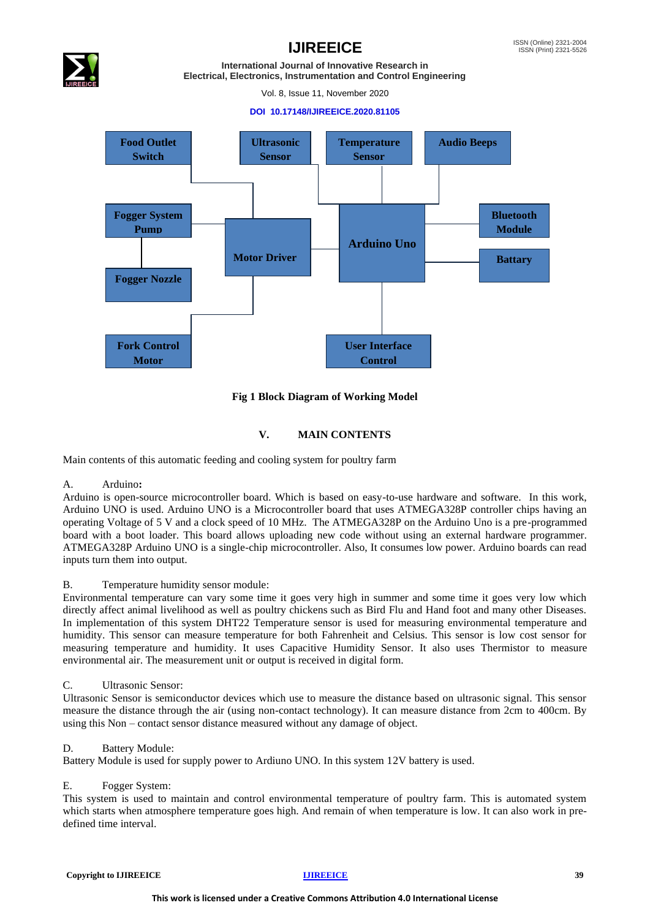Fig 1 Block Diagram of Working Model

## V. MAIN CONTENTS

Main contents of this automatic feeding and cooling system for poultry farm

### A. Arduino:

Arduino is open-source microcontroller board. Which is based on easy-to-use hardware and software. In this work, Arduino UNO is used. Arduino UNO is a Microcontroller board that uses ATMEGA328P controller chips having an operating Voltage of 5 V and a clock speed of 10 MHz. The ATMEGA328P on the Arduino Uno is a pre-programmed board with a boot loader. This board allows uploading new code without using an external hardware programmer. ATMEGA328P Arduino UNO is a single-chip microcontroller. Also, It consumes low power. Arduino boards can read inputs turn them into output.

### B. Temperature humidity sensor module:

Environmental temperature can vary some time it goes very high in summer and some time it goes very low which directly affect animal livelihood as well as poultry chickens such as Bird Flu and Hand foot and many other Diseases. In implementation of this system DHT22 Temperature sensor is used for measuring environmental temperature and humidity. This sensor can measure temperature for both Fahrenheit and Celsius. This sensor is low cost sensor for measuring temperature and humidity. It uses Capacitive Humidity Sensor. It also uses Thermistor to measure environmental air. The measurement unit or output is received in digital form.

### C. Ultrasonic Sensor:

Ultrasonic Sensor is semiconductor devices which use to measure the distance based on ultrasonic signal. This sensor measure the distance through the air (using non-contact technology). It can measure distance from 2cm to 400cm. By using this Non – contact sensor distance measured without any damage of object.

### D. Battery Module:

Battery Module is used for supply power to Ardiuno UNO. In this system 12V battery is used.

### E. Fogger System:

This system is used to maintain and control environmental temperature of poultry farm. This is automated system which starts when atmosphere temperature goes high. And remain of when temperature is low. It can also work in pre-defined time interval.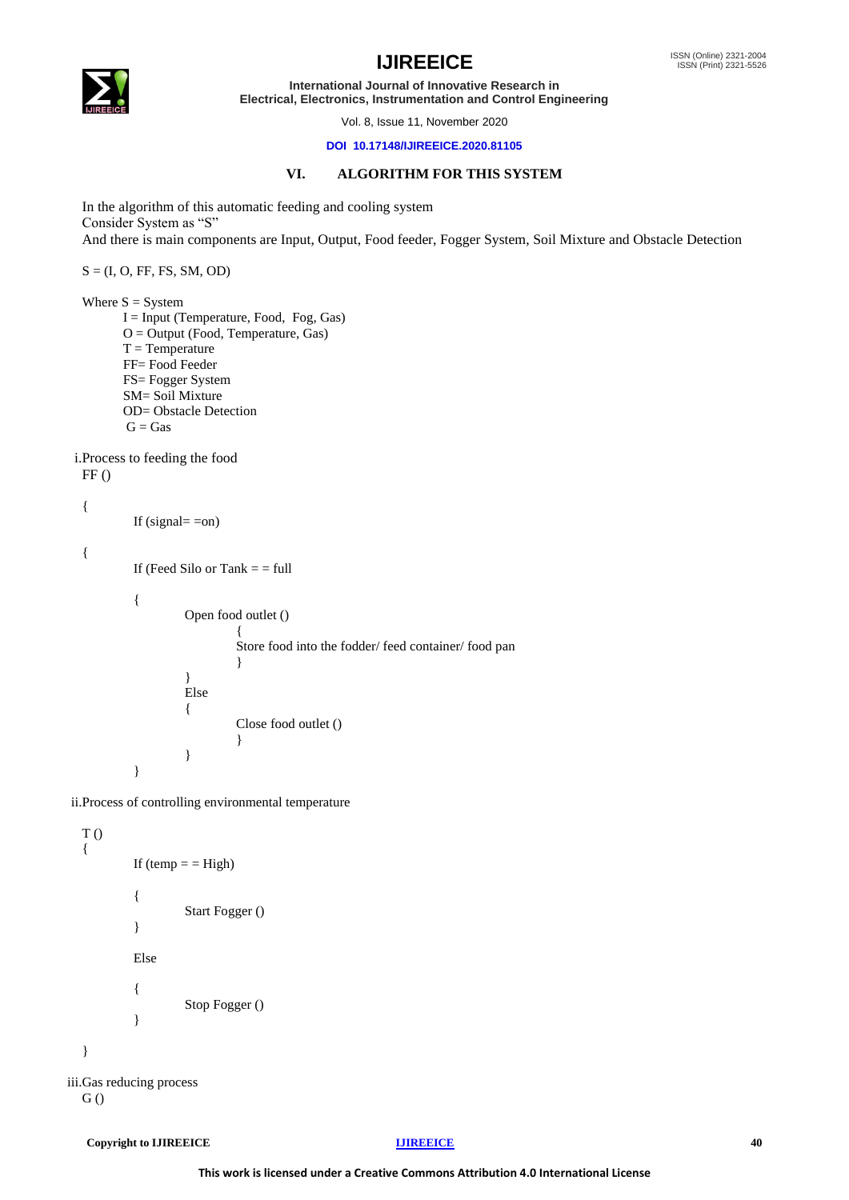## VI. ALGORITHM FOR THIS SYSTEM

In the algorithm of this automatic feeding and cooling system
Consider System as "S"
And there is main components are Input, Output, Food feeder, Fogger System, Soil Mixture and Obstacle Detection

S = (I, O, FF, FS, SM, OD)

Where S = System
I = Input (Temperature, Food, Fog, Gas)
O = Output (Food, Temperature, Gas)
T = Temperature
FF= Food Feeder
FS= Fogger System
SM= Soil Mixture
OD= Obstacle Detection
G = Gas

i. Process to feeding the food

```
FF ()

{
        If (signal= =on)

{
        If (Feed Silo or Tank = = full

        {
                Open food outlet ()
                        {
                        Store food into the fodder/ feed container/ food pan
                        }
                }
                Else
                {
                        Close food outlet ()
                        }
                }
        }
```

ii. Process of controlling environmental temperature

```
T ()
{
        If (temp = = High)

        {
                Start Fogger ()
        }

        Else

        {
                Stop Fogger ()
        }

}
```

iii. Gas reducing process

```
G ()
```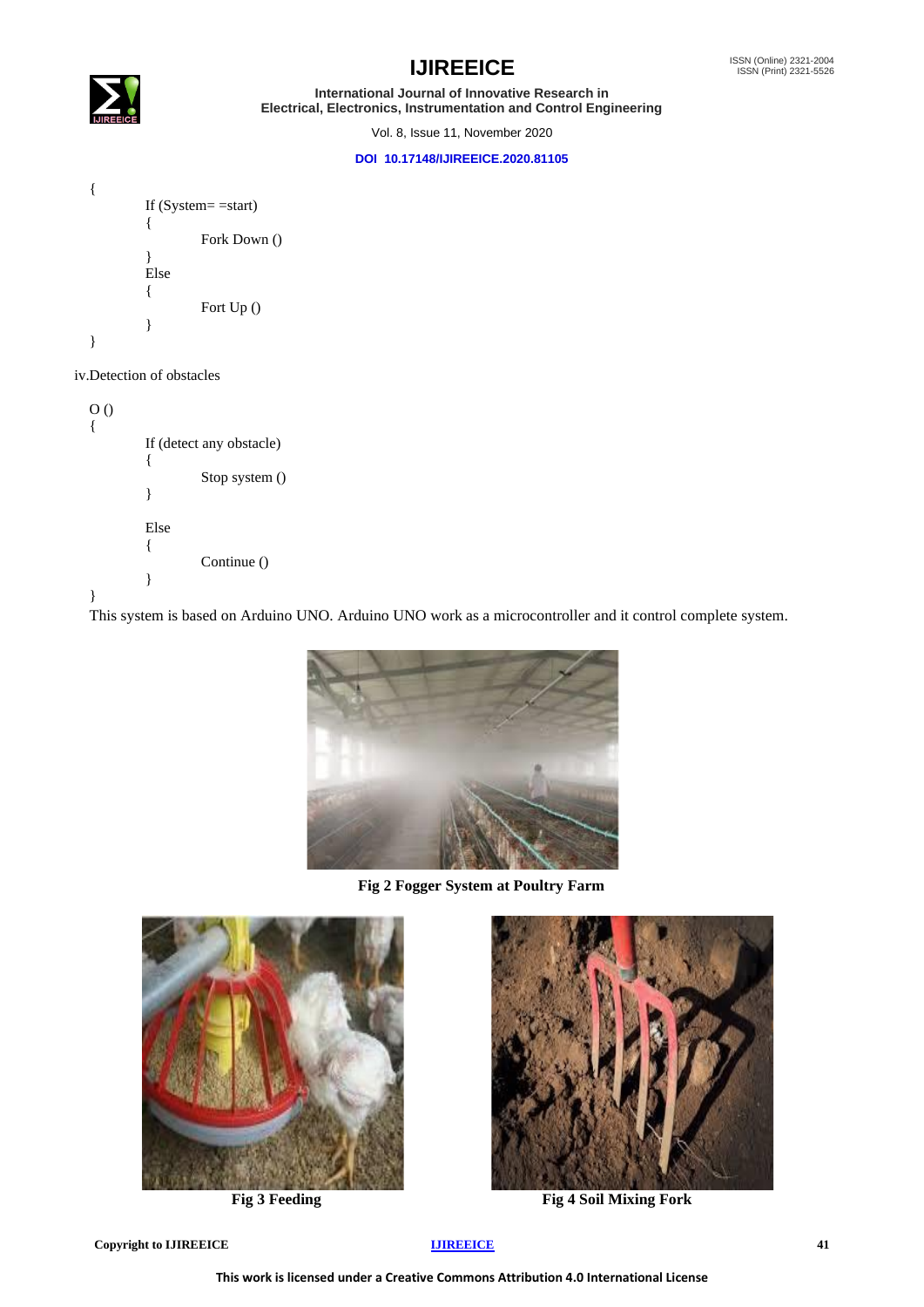```
{
        If (System= =start)
        {
                Fork Down ()
        }
        Else
        {
                Fort Up ()
        }
}
```

iv.Detection of obstacles

```
O ()
{
        If (detect any obstacle)
        {
                Stop system ()
        }

        Else
        {
                Continue ()
        }
}
```

This system is based on Arduino UNO. Arduino UNO work as a microcontroller and it control complete system.

**Fig 2 Fogger System at Poultry Farm**

**Fig 3 Feeding**

**Fig 4 Soil Mixing Fork**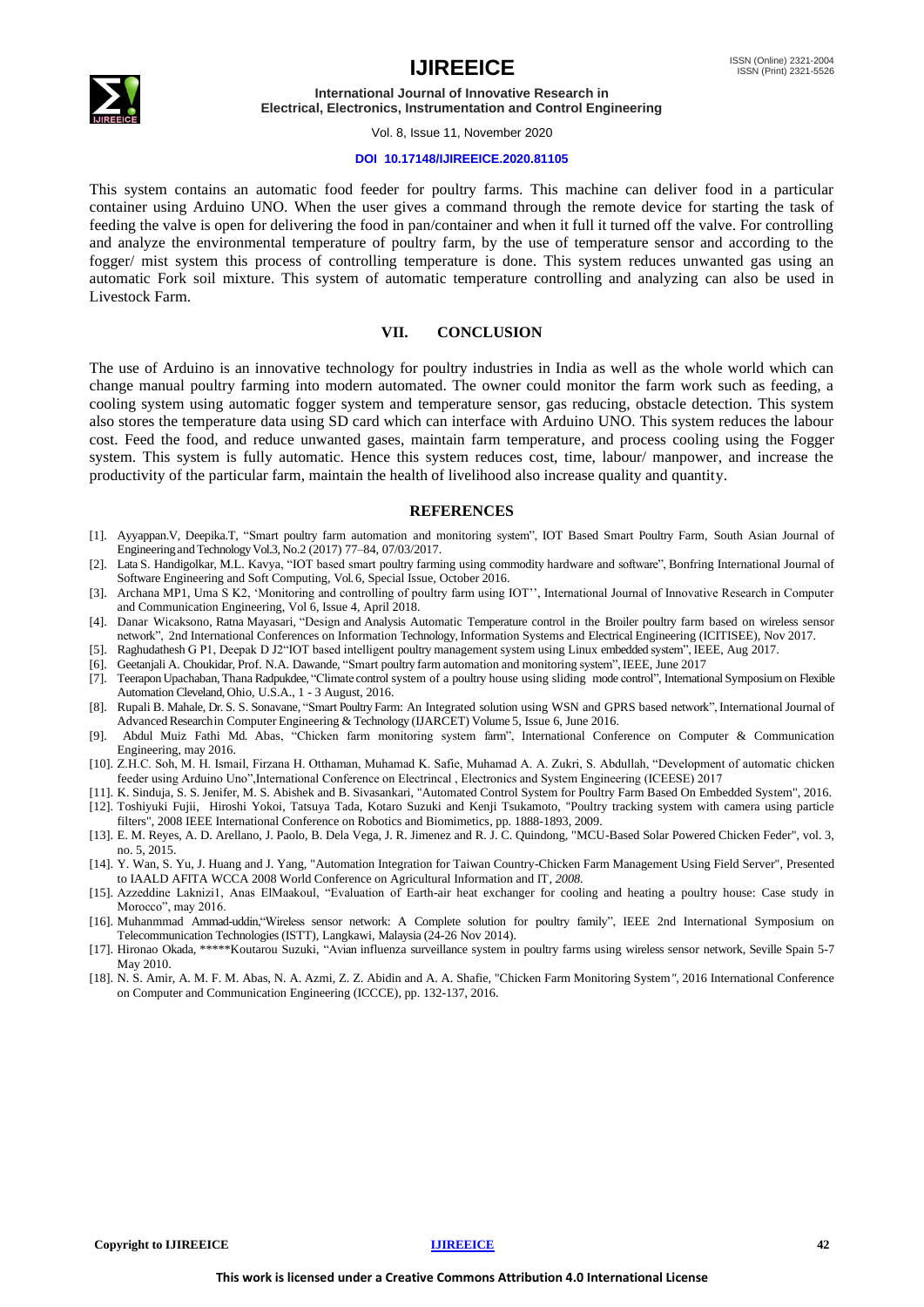This system contains an automatic food feeder for poultry farms. This machine can deliver food in a particular container using Arduino UNO. When the user gives a command through the remote device for starting the task of feeding the valve is open for delivering the food in pan/container and when it full it turned off the valve. For controlling and analyze the environmental temperature of poultry farm, by the use of temperature sensor and according to the fogger/ mist system this process of controlling temperature is done. This system reduces unwanted gas using an automatic Fork soil mixture. This system of automatic temperature controlling and analyzing can also be used in Livestock Farm.

## VII. CONCLUSION

The use of Arduino is an innovative technology for poultry industries in India as well as the whole world which can change manual poultry farming into modern automated. The owner could monitor the farm work such as feeding, a cooling system using automatic fogger system and temperature sensor, gas reducing, obstacle detection. This system also stores the temperature data using SD card which can interface with Arduino UNO. This system reduces the labour cost. Feed the food, and reduce unwanted gases, maintain farm temperature, and process cooling using the Fogger system. This system is fully automatic. Hence this system reduces cost, time, labour/ manpower, and increase the productivity of the particular farm, maintain the health of livelihood also increase quality and quantity.

## REFERENCES

[1]. Ayyappan.V, Deepika.T, "Smart poultry farm automation and monitoring system", IOT Based Smart Poultry Farm, South Asian Journal of Engineering and Technology Vol.3, No.2 (2017) 77–84, 07/03/2017.

[2]. Lata S. Handigolkar, M.L. Kavya, "IOT based smart poultry farming using commodity hardware and software", Bonfring International Journal of Software Engineering and Soft Computing, Vol. 6, Special Issue, October 2016.

[3]. Archana MP1, Uma S K2, 'Monitoring and controlling of poultry farm using IOT'', International Journal of Innovative Research in Computer and Communication Engineering, Vol 6, Issue 4, April 2018.

[4]. Danar Wicaksono, Ratna Mayasari, "Design and Analysis Automatic Temperature control in the Broiler poultry farm based on wireless sensor network", 2nd International Conferences on Information Technology, Information Systems and Electrical Engineering (ICITISEE), Nov 2017.

[5]. Raghudathesh G P1, Deepak D J2"IOT based intelligent poultry management system using Linux embedded system", IEEE, Aug 2017.

[6]. Geetanjali A. Choukidar, Prof. N.A. Dawande, "Smart poultry farm automation and monitoring system", IEEE, June 2017

[7]. Teerapon Upachaban, Thana Radpukdee, "Climate control system of a poultry house using sliding mode control", International Symposium on Flexible Automation Cleveland, Ohio, U.S.A., 1 - 3 August, 2016.

[8]. Rupali B. Mahale, Dr. S. S. Sonavane, "Smart Poultry Farm: An Integrated solution using WSN and GPRS based network", International Journal of Advanced Research in Computer Engineering & Technology (IJARCET) Volume 5, Issue 6, June 2016.

[9]. Abdul Muiz Fathi Md. Abas, "Chicken farm monitoring system farm", International Conference on Computer & Communication Engineering, may 2016.

[10]. Z.H.C. Soh, M. H. Ismail, Firzana H. Otthaman, Muhamad K. Safie, Muhamad A. A. Zukri, S. Abdullah, "Development of automatic chicken feeder using Arduino Uno",International Conference on Electrincal , Electronics and System Engineering (ICEESE) 2017

[11]. K. Sinduja, S. S. Jenifer, M. S. Abishek and B. Sivasankari, "Automated Control System for Poultry Farm Based On Embedded System", 2016.

[12]. Toshiyuki Fujii, Hiroshi Yokoi, Tatsuya Tada, Kotaro Suzuki and Kenji Tsukamoto, "Poultry tracking system with camera using particle filters", 2008 IEEE International Conference on Robotics and Biomimetics, pp. 1888-1893, 2009.

[13]. E. M. Reyes, A. D. Arellano, J. Paolo, B. Dela Vega, J. R. Jimenez and R. J. C. Quindong, "MCU-Based Solar Powered Chicken Feder", vol. 3, no. 5, 2015.

[14]. Y. Wan, S. Yu, J. Huang and J. Yang, "Automation Integration for Taiwan Country-Chicken Farm Management Using Field Server", Presented to IAALD AFITA WCCA 2008 World Conference on Agricultural Information and IT, *2008*.

[15]. Azzeddine Laknizi1, Anas ElMaakoul, "Evaluation of Earth-air heat exchanger for cooling and heating a poultry house: Case study in Morocco", may 2016.

[16]. Muhanmmad Ammad-uddin,"Wireless sensor network: A Complete solution for poultry family", IEEE 2nd International Symposium on Telecommunication Technologies (ISTT), Langkawi, Malaysia (24-26 Nov 2014).

[17]. Hironao Okada, *****Koutarou Suzuki, "Avian influenza surveillance system in poultry farms using wireless sensor network, Seville Spain 5-7 May 2010.

[18]. N. S. Amir, A. M. F. M. Abas, N. A. Azmi, Z. Z. Abidin and A. A. Shafie, "Chicken Farm Monitoring System*"*, 2016 International Conference on Computer and Communication Engineering (ICCCE), pp. 132-137, 2016.